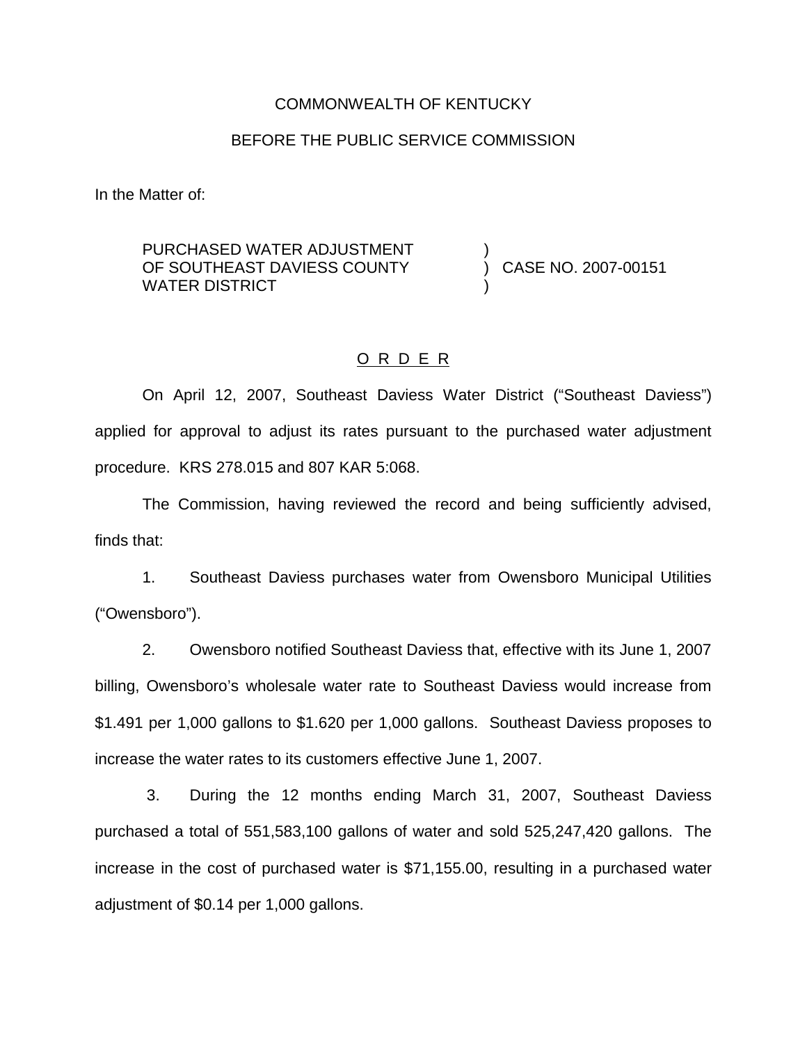COMMONWEALTH OF KENTUCKY

BEFORE THE PUBLIC SERVICE COMMISSION

In the Matter of:

| | | |
|---|---|---|
| PURCHASED WATER ADJUSTMENT OF SOUTHEAST DAVIESS COUNTY WATER DISTRICT | ) ) ) | CASE NO. 2007-00151 |

## O R D E R

On April 12, 2007, Southeast Daviess Water District ("Southeast Daviess") applied for approval to adjust its rates pursuant to the purchased water adjustment procedure. KRS 278.015 and 807 KAR 5:068.

The Commission, having reviewed the record and being sufficiently advised, finds that:

1. Southeast Daviess purchases water from Owensboro Municipal Utilities ("Owensboro").

2. Owensboro notified Southeast Daviess that, effective with its June 1, 2007 billing, Owensboro's wholesale water rate to Southeast Daviess would increase from $1.491 per 1,000 gallons to $1.620 per 1,000 gallons. Southeast Daviess proposes to increase the water rates to its customers effective June 1, 2007.

3. During the 12 months ending March 31, 2007, Southeast Daviess purchased a total of 551,583,100 gallons of water and sold 525,247,420 gallons. The increase in the cost of purchased water is $71,155.00, resulting in a purchased water adjustment of $0.14 per 1,000 gallons.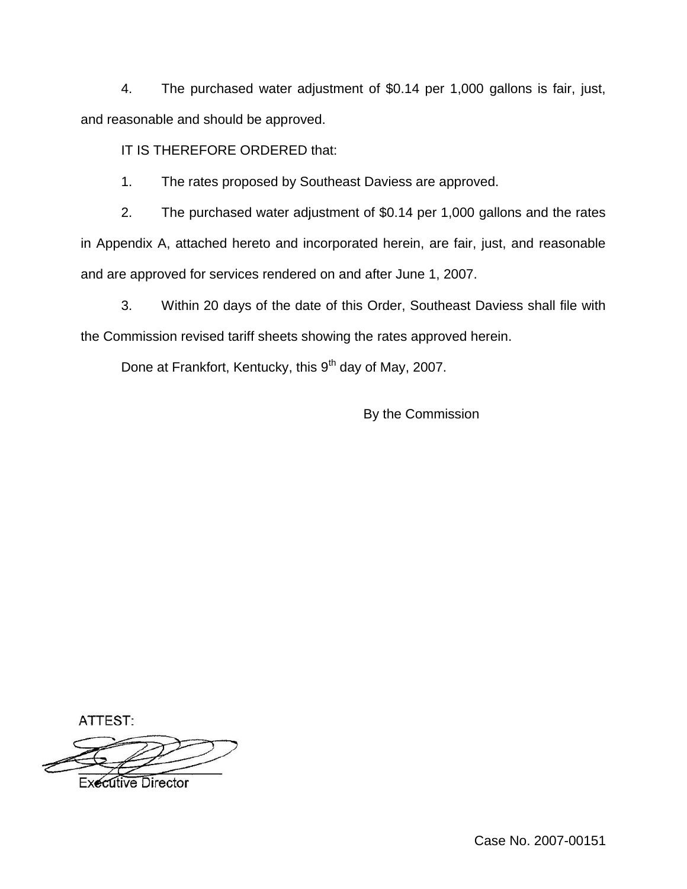4. The purchased water adjustment of $0.14 per 1,000 gallons is fair, just, and reasonable and should be approved.

IT IS THEREFORE ORDERED that:

1. The rates proposed by Southeast Daviess are approved.

2. The purchased water adjustment of $0.14 per 1,000 gallons and the rates in Appendix A, attached hereto and incorporated herein, are fair, just, and reasonable and are approved for services rendered on and after June 1, 2007.

3. Within 20 days of the date of this Order, Southeast Daviess shall file with the Commission revised tariff sheets showing the rates approved herein.

Done at Frankfort, Kentucky, this 9th day of May, 2007.

By the Commission

ATTEST:

Executive Director

Case No. 2007-00151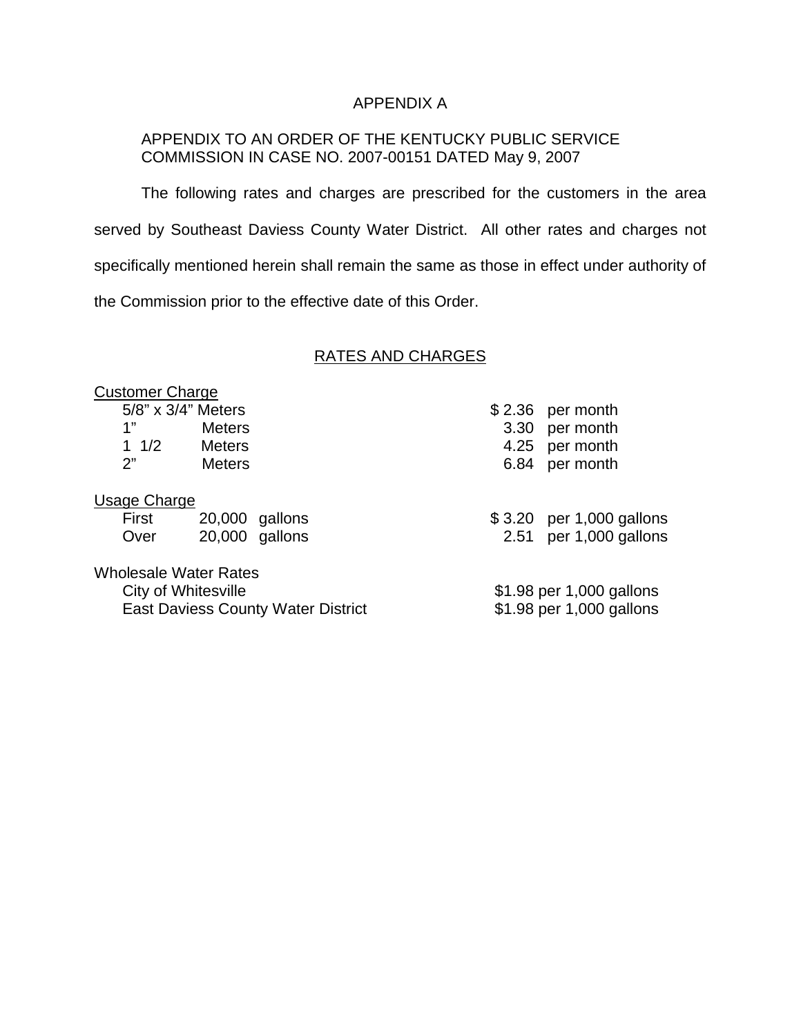# APPENDIX A

APPENDIX TO AN ORDER OF THE KENTUCKY PUBLIC SERVICE COMMISSION IN CASE NO. 2007-00151 DATED May 9, 2007

The following rates and charges are prescribed for the customers in the area served by Southeast Daviess County Water District. All other rates and charges not specifically mentioned herein shall remain the same as those in effect under authority of the Commission prior to the effective date of this Order.

## RATES AND CHARGES

| | | |
|---|---|---|
| **Customer Charge** | | |
| 5/8" x 3/4" Meters | $ 2.36 | per month |
| 1" Meters | 3.30 | per month |
| 1 1/2 Meters | 4.25 | per month |
| 2" Meters | 6.84 | per month |
| **Usage Charge** | | |
| First 20,000 gallons | $ 3.20 | per 1,000 gallons |
| Over 20,000 gallons | 2.51 | per 1,000 gallons |
| **Wholesale Water Rates** | | |
| City of Whitesville | $1.98 | per 1,000 gallons |
| East Daviess County Water District | $1.98 | per 1,000 gallons |